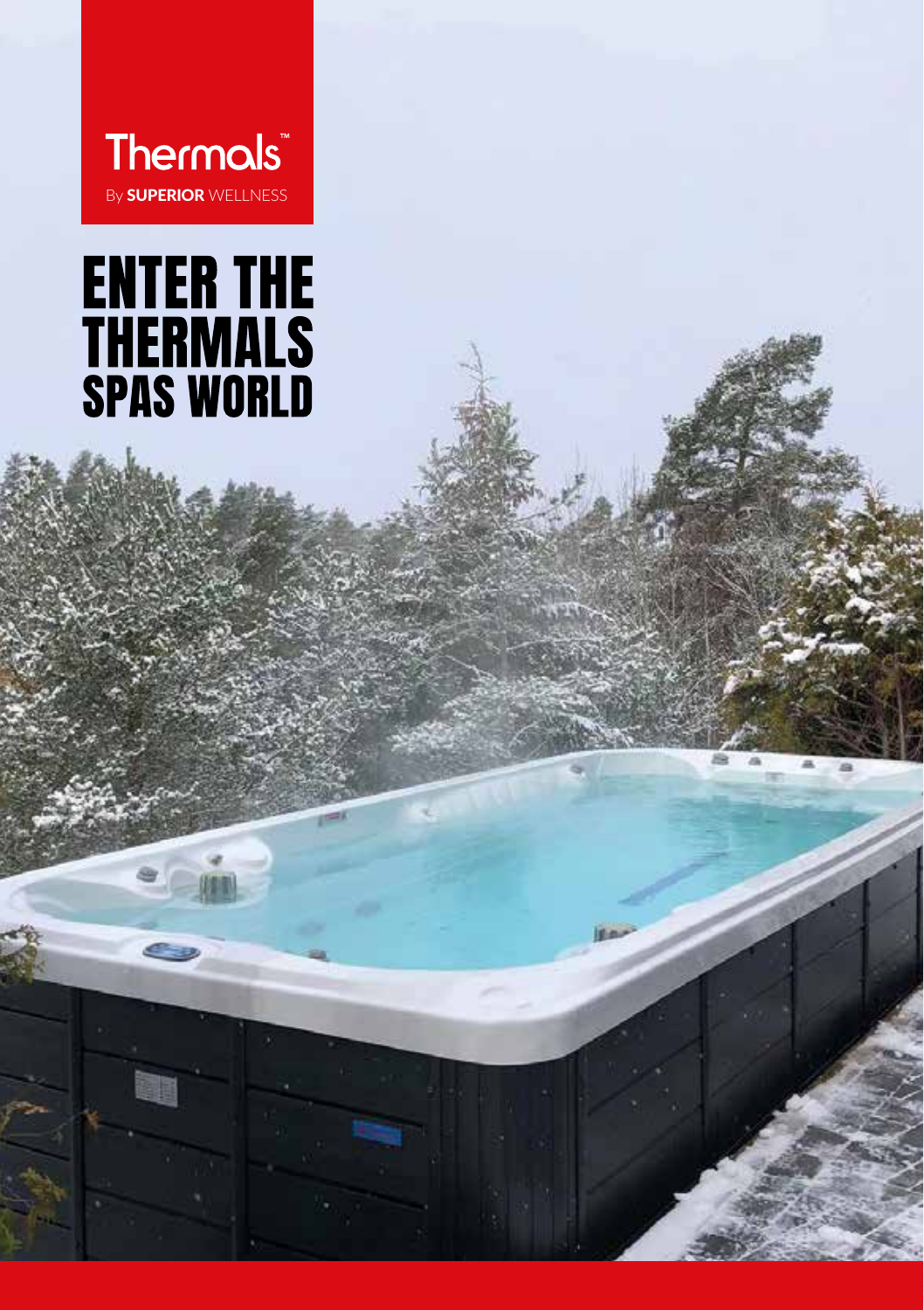Thermals™

By **SUPERIOR** WELLNESS

# ENTER THE THERMALS SPAS WORLD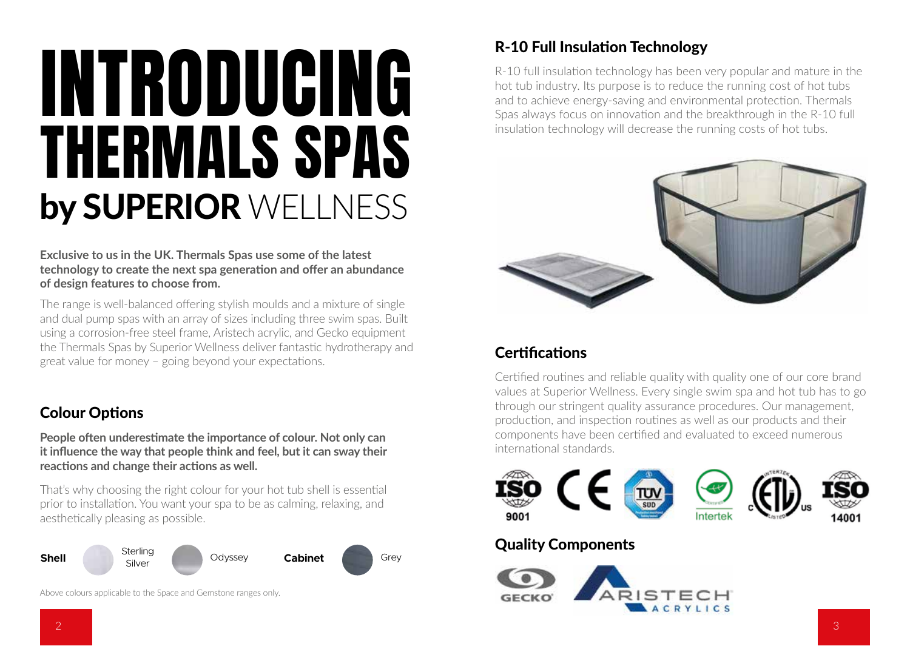# INTRODUCING THERMALS SPAS by SUPERIOR WELLNESS

**Exclusive to us in the UK. Thermals Spas use some of the latest technology to create the next spa generation and offer an abundance of design features to choose from.**

The range is well-balanced offering stylish moulds and a mixture of single and dual pump spas with an array of sizes including three swim spas. Built using a corrosion-free steel frame, Aristech acrylic, and Gecko equipment the Thermals Spas by Superior Wellness deliver fantastic hydrotherapy and great value for money – going beyond your expectations.

## Colour Options

**People often underestimate the importance of colour. Not only can it influence the way that people think and feel, but it can sway their reactions and change their actions as well.**

That's why choosing the right colour for your hot tub shell is essential prior to installation. You want your spa to be as calming, relaxing, and aesthetically pleasing as possible.

**Shell** Sterling Silver, Odyssey **Cabinet** Grey

Above colours applicable to the Space and Gemstone ranges only.

## R-10 Full Insulation Technology

R-10 full insulation technology has been very popular and mature in the hot tub industry. Its purpose is to reduce the running cost of hot tubs and to achieve energy-saving and environmental protection. Thermals Spas always focus on innovation and the breakthrough in the R-10 full insulation technology will decrease the running costs of hot tubs.

## Certifications

Certified routines and reliable quality with quality one of our core brand values at Superior Wellness. Every single swim spa and hot tub has to go through our stringent quality assurance procedures. Our management, production, and inspection routines as well as our products and their components have been certified and evaluated to exceed numerous international standards.

ISO 9001 · CE · TÜV SÜD · Intertek · ETL · ISO 14001

## Quality Components

GECKO · ARISTECH ACRYLICS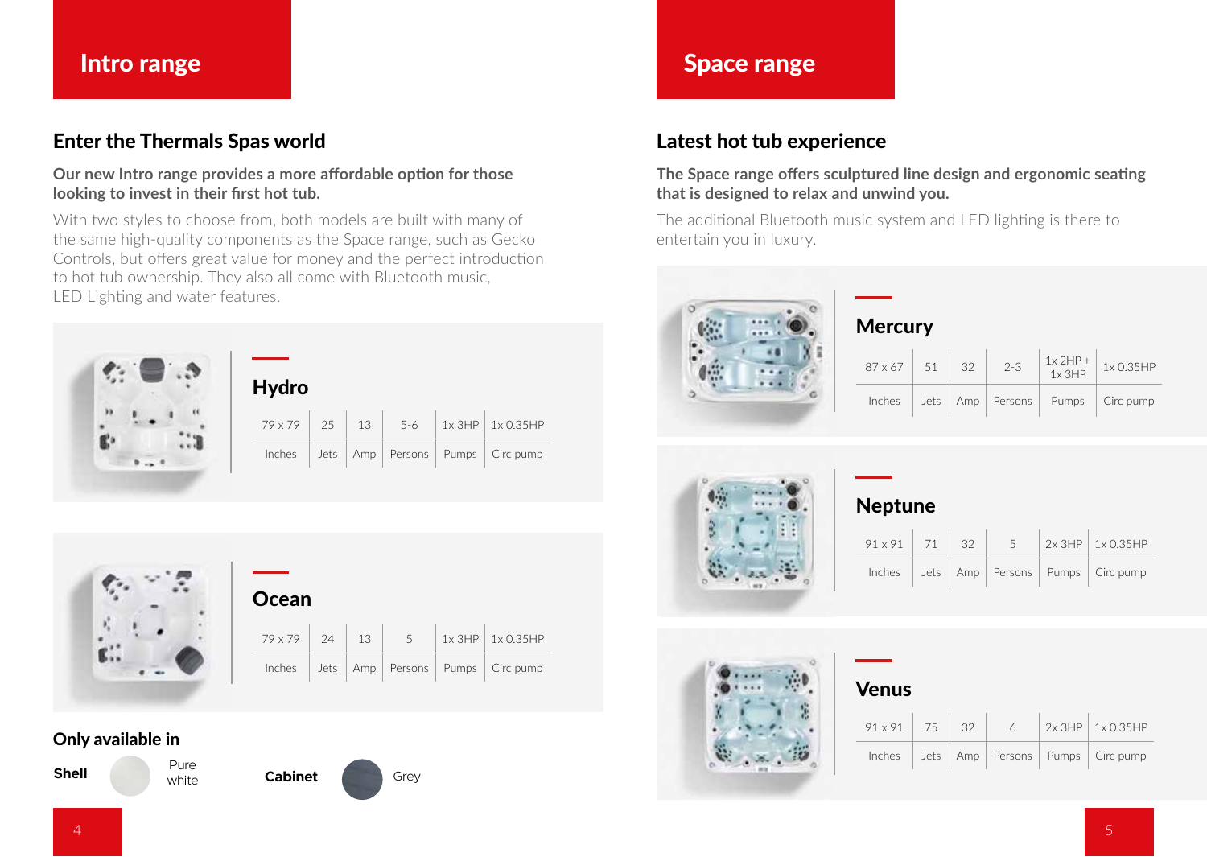# Intro range

## Enter the Thermals Spas world

**Our new Intro range provides a more affordable option for those looking to invest in their first hot tub.**

With two styles to choose from, both models are built with many of the same high-quality components as the Space range, such as Gecko Controls, but offers great value for money and the perfect introduction to hot tub ownership. They also all come with Bluetooth music, LED Lighting and water features.

### Hydro

| 79 x 79 | 25 | 13 | 5-6 | 1x 3HP | 1x 0.35HP |
|---|---|---|---|---|---|
| Inches | Jets | Amp | Persons | Pumps | Circ pump |

### Ocean

| 79 x 79 | 24 | 13 | 5 | 1x 3HP | 1x 0.35HP |
|---|---|---|---|---|---|
| Inches | Jets | Amp | Persons | Pumps | Circ pump |

### Only available in

**Shell** Pure white

**Cabinet** Grey

# Space range

## Latest hot tub experience

**The Space range offers sculptured line design and ergonomic seating that is designed to relax and unwind you.**

The additional Bluetooth music system and LED lighting is there to entertain you in luxury.

### Mercury

| 87 x 67 | 51 | 32 | 2-3 | 1x 2HP + 1x 3HP | 1x 0.35HP |
|---|---|---|---|---|---|
| Inches | Jets | Amp | Persons | Pumps | Circ pump |

### Neptune

| 91 x 91 | 71 | 32 | 5 | 2x 3HP | 1x 0.35HP |
|---|---|---|---|---|---|
| Inches | Jets | Amp | Persons | Pumps | Circ pump |

### Venus

| 91 x 91 | 75 | 32 | 6 | 2x 3HP | 1x 0.35HP |
|---|---|---|---|---|---|
| Inches | Jets | Amp | Persons | Pumps | Circ pump |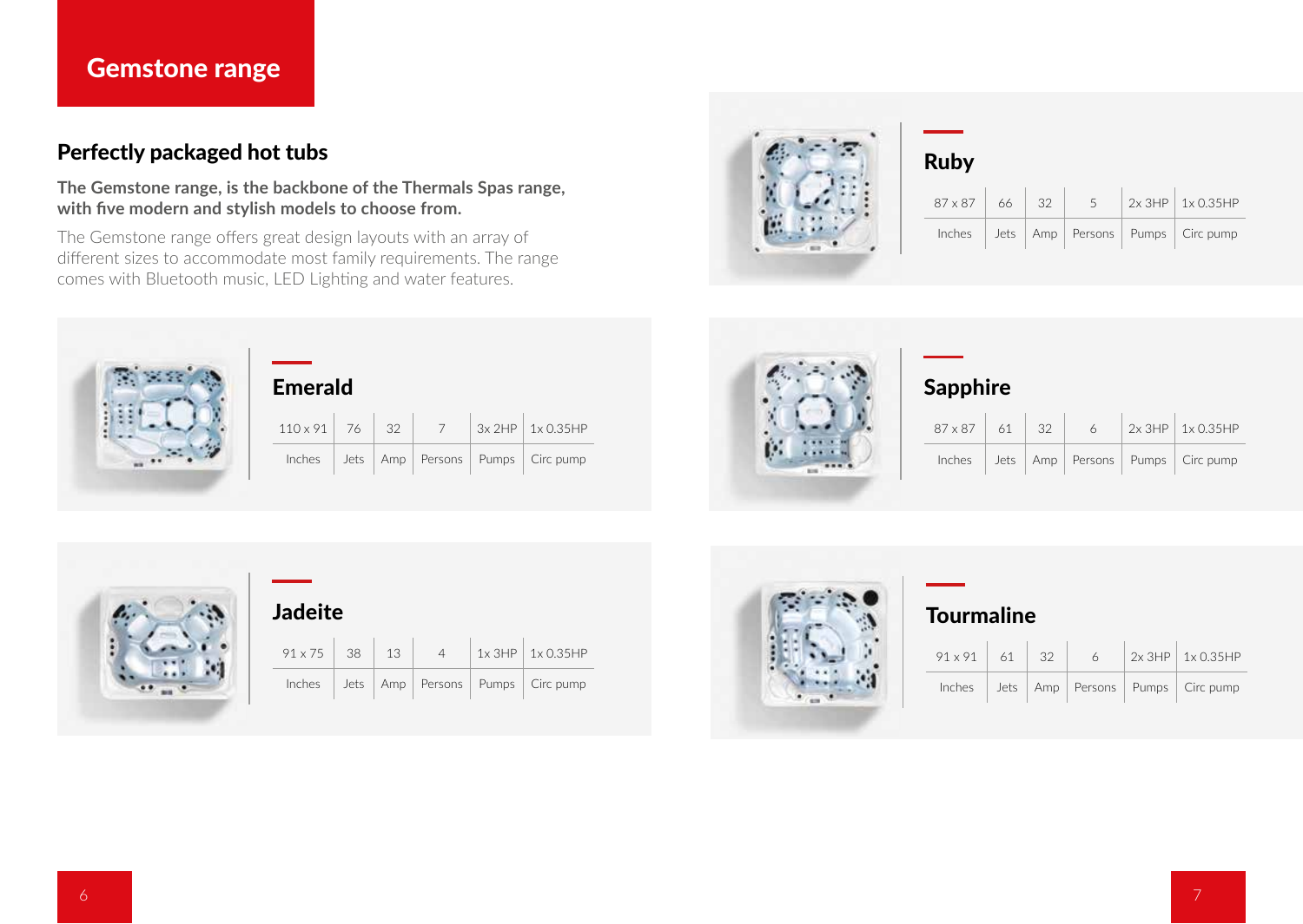# Gemstone range

## Perfectly packaged hot tubs

**The Gemstone range, is the backbone of the Thermals Spas range, with five modern and stylish models to choose from.**

The Gemstone range offers great design layouts with an array of different sizes to accommodate most family requirements. The range comes with Bluetooth music, LED Lighting and water features.

### Ruby

| 87 x 87 | 66 | 32 | 5 | 2x 3HP | 1x 0.35HP |
|---|---|---|---|---|---|
| Inches | Jets | Amp | Persons | Pumps | Circ pump |

### Emerald

| 110 x 91 | 76 | 32 | 7 | 3x 2HP | 1x 0.35HP |
|---|---|---|---|---|---|
| Inches | Jets | Amp | Persons | Pumps | Circ pump |

### Sapphire

| 87 x 87 | 61 | 32 | 6 | 2x 3HP | 1x 0.35HP |
|---|---|---|---|---|---|
| Inches | Jets | Amp | Persons | Pumps | Circ pump |

### Jadeite

| 91 x 75 | 38 | 13 | 4 | 1x 3HP | 1x 0.35HP |
|---|---|---|---|---|---|
| Inches | Jets | Amp | Persons | Pumps | Circ pump |

### Tourmaline

| 91 x 91 | 61 | 32 | 6 | 2x 3HP | 1x 0.35HP |
|---|---|---|---|---|---|
| Inches | Jets | Amp | Persons | Pumps | Circ pump |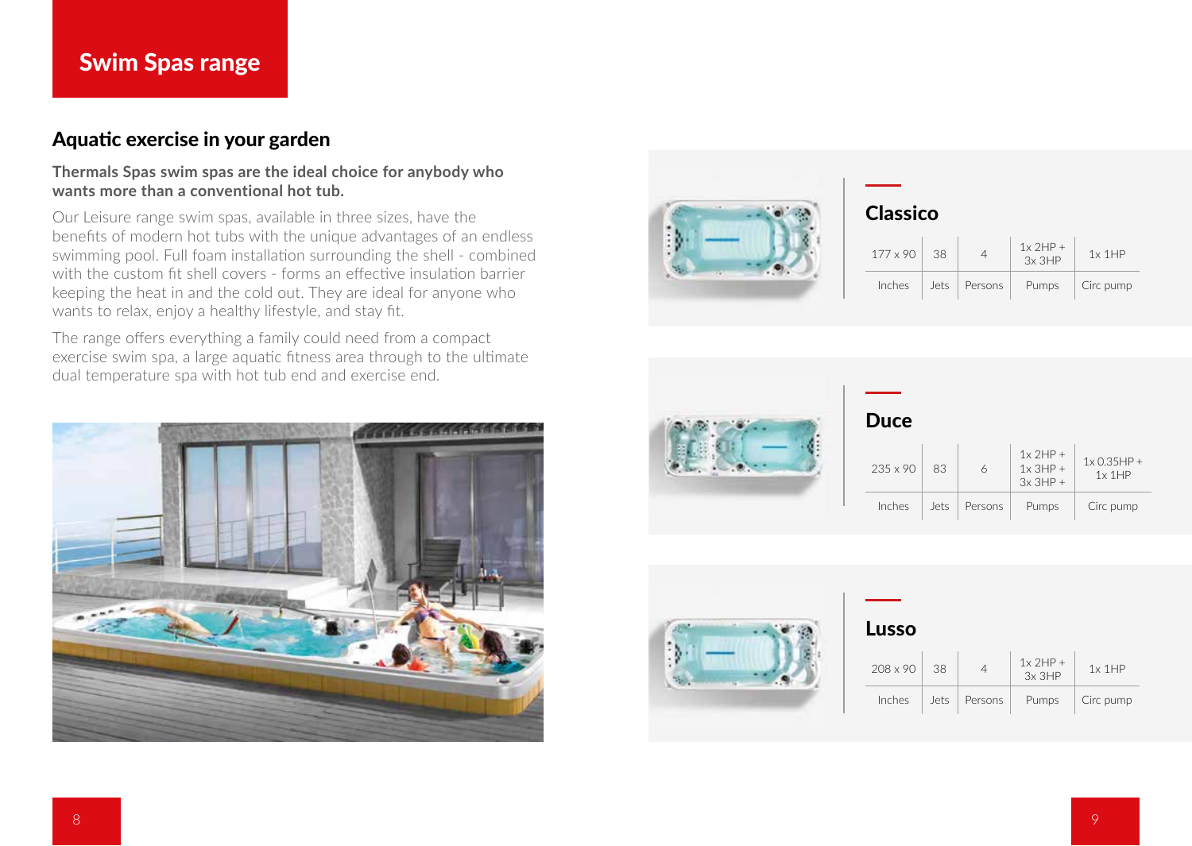# Swim Spas range

## Aquatic exercise in your garden

**Thermals Spas swim spas are the ideal choice for anybody who wants more than a conventional hot tub.**

Our Leisure range swim spas, available in three sizes, have the benefits of modern hot tubs with the unique advantages of an endless swimming pool. Full foam installation surrounding the shell - combined with the custom fit shell covers - forms an effective insulation barrier keeping the heat in and the cold out. They are ideal for anyone who wants to relax, enjoy a healthy lifestyle, and stay fit.

The range offers everything a family could need from a compact exercise swim spa, a large aquatic fitness area through to the ultimate dual temperature spa with hot tub end and exercise end.

### Classico

| 177 x 90 | 38 | 4 | 1x 2HP + 3x 3HP | 1x 1HP |
|---|---|---|---|---|
| Inches | Jets | Persons | Pumps | Circ pump |

### Duce

| 235 x 90 | 83 | 6 | 1x 2HP + 1x 3HP + 3x 3HP + | 1x 0.35HP + 1x 1HP |
|---|---|---|---|---|
| Inches | Jets | Persons | Pumps | Circ pump |

### Lusso

| 208 x 90 | 38 | 4 | 1x 2HP + 3x 3HP | 1x 1HP |
|---|---|---|---|---|
| Inches | Jets | Persons | Pumps | Circ pump |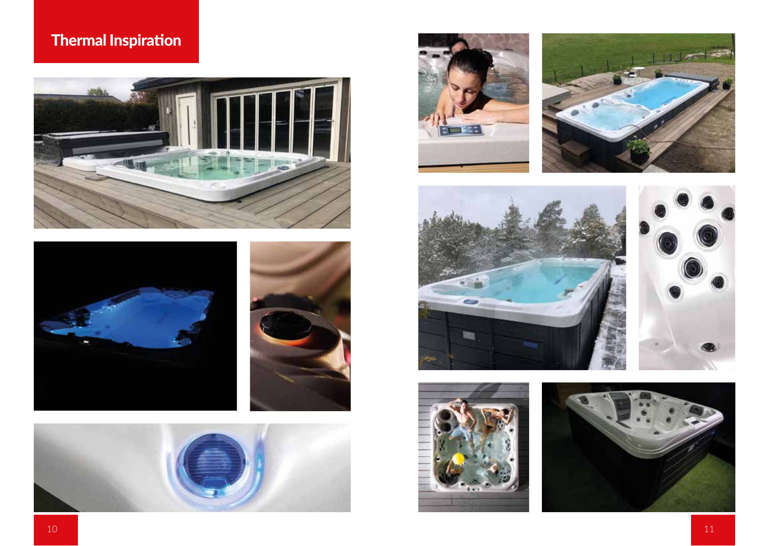# Thermal Inspiration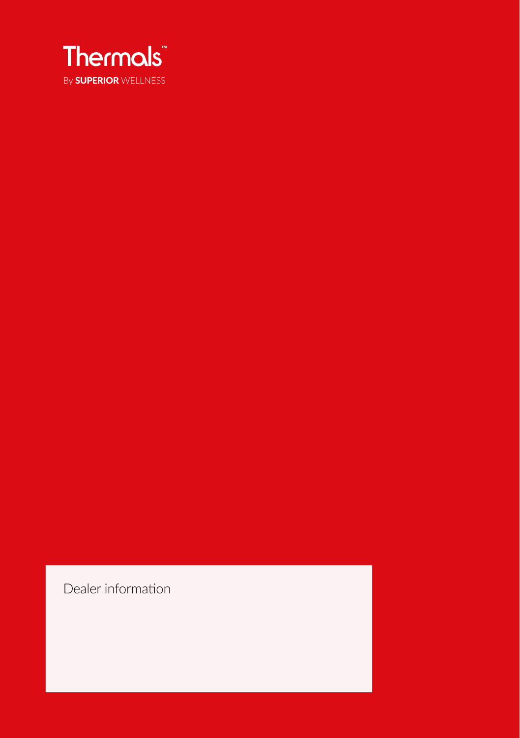Thermals™

By **SUPERIOR** WELLNESS

Dealer information